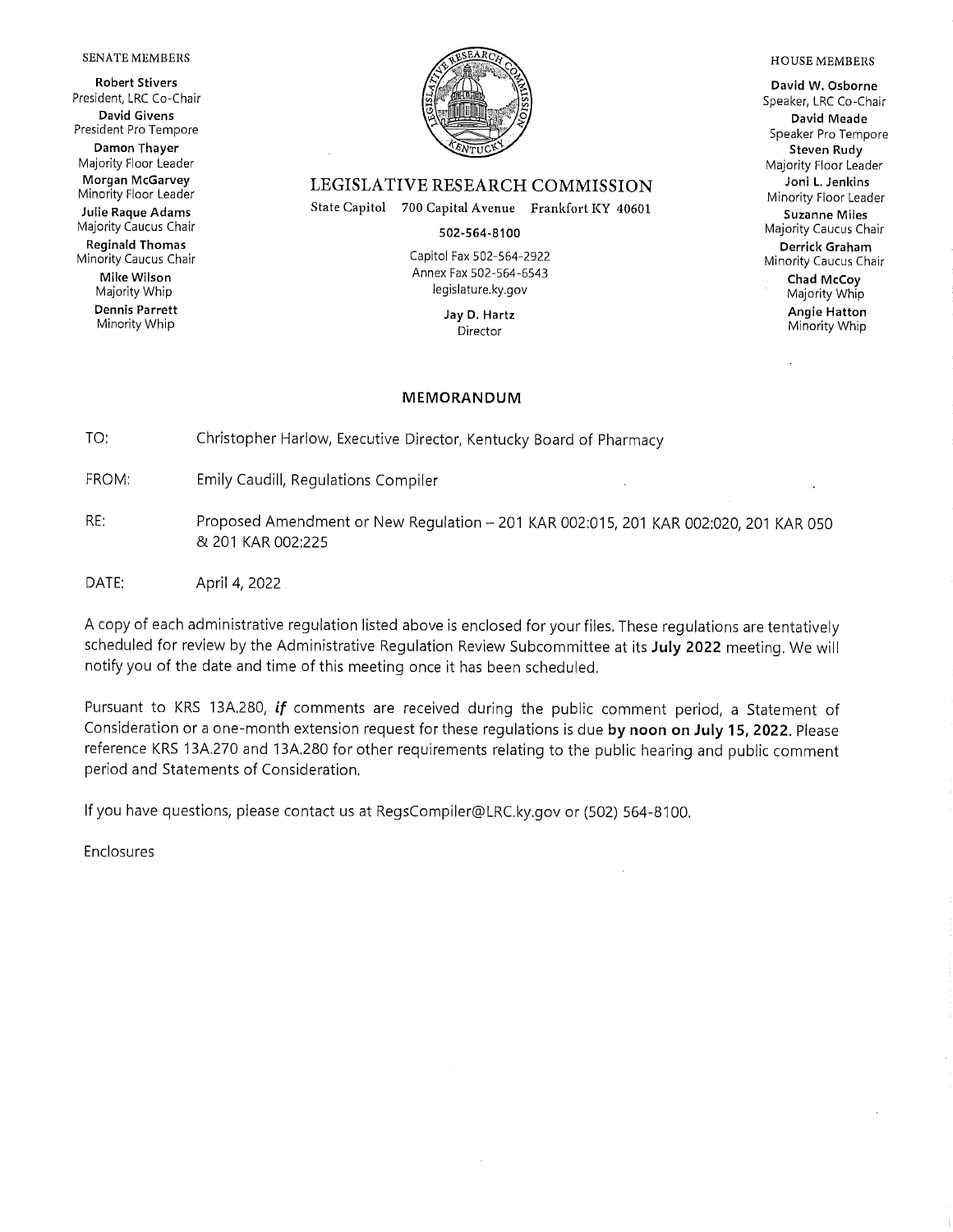SENATE MEMBERS

**Robert Stivers**
President, LRC Co-Chair
**David Givens**
President Pro Tempore
**Damon Thayer**
Majority Floor Leader
**Morgan McGarvey**
Minority Floor Leader
**Julie Raque Adams**
Majority Caucus Chair
**Reginald Thomas**
Minority Caucus Chair
**Mike Wilson**
Majority Whip
**Dennis Parrett**
Minority Whip

# LEGISLATIVE RESEARCH COMMISSION

State Capitol 700 Capital Avenue Frankfort KY 40601

**502-564-8100**

Capitol Fax 502-564-2922
Annex Fax 502-564-6543
legislature.ky.gov

**Jay D. Hartz**
Director

HOUSE MEMBERS

**David W. Osborne**
Speaker, LRC Co-Chair
**David Meade**
Speaker Pro Tempore
**Steven Rudy**
Majority Floor Leader
**Joni L. Jenkins**
Minority Floor Leader
**Suzanne Miles**
Majority Caucus Chair
**Derrick Graham**
Minority Caucus Chair
**Chad McCoy**
Majority Whip
**Angie Hatton**
Minority Whip

## MEMORANDUM

TO: Christopher Harlow, Executive Director, Kentucky Board of Pharmacy

FROM: Emily Caudill, Regulations Compiler

RE: Proposed Amendment or New Regulation – 201 KAR 002:015, 201 KAR 002:020, 201 KAR 050 & 201 KAR 002:225

DATE: April 4, 2022

A copy of each administrative regulation listed above is enclosed for your files. These regulations are tentatively scheduled for review by the Administrative Regulation Review Subcommittee at its **July 2022** meeting. We will notify you of the date and time of this meeting once it has been scheduled.

Pursuant to KRS 13A.280, ***if*** comments are received during the public comment period, a Statement of Consideration or a one-month extension request for these regulations is due **by noon on July 15, 2022.** Please reference KRS 13A.270 and 13A.280 for other requirements relating to the public hearing and public comment period and Statements of Consideration.

If you have questions, please contact us at RegsCompiler@LRC.ky.gov or (502) 564-8100.

Enclosures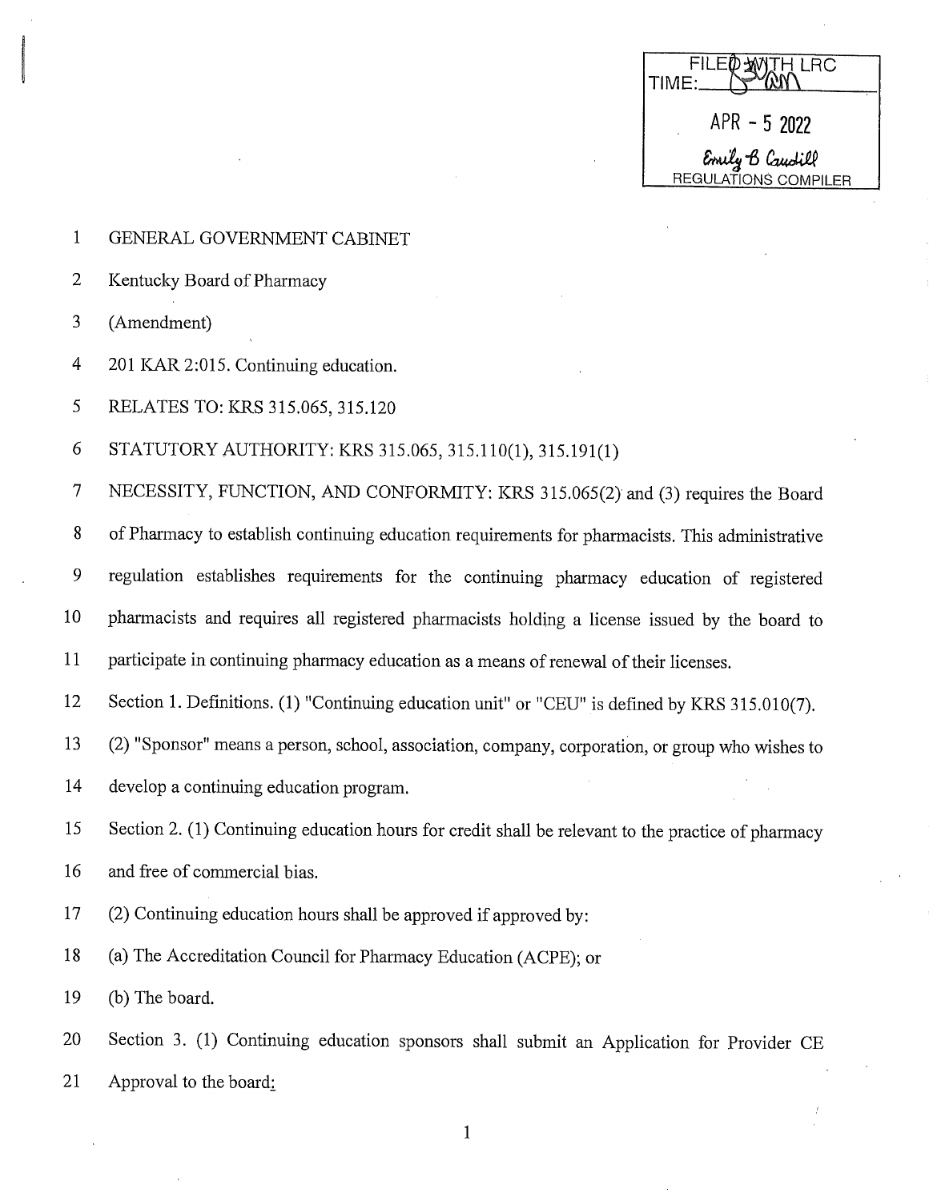FILED WITH LRC
TIME: 

APR - 5 2022

Emily B Caudill
REGULATIONS COMPILER

GENERAL GOVERNMENT CABINET

Kentucky Board of Pharmacy

(Amendment)

201 KAR 2:015. Continuing education.

RELATES TO: KRS 315.065, 315.120

STATUTORY AUTHORITY: KRS 315.065, 315.110(1), 315.191(1)

NECESSITY, FUNCTION, AND CONFORMITY: KRS 315.065(2) and (3) requires the Board of Pharmacy to establish continuing education requirements for pharmacists. This administrative regulation establishes requirements for the continuing pharmacy education of registered pharmacists and requires all registered pharmacists holding a license issued by the board to participate in continuing pharmacy education as a means of renewal of their licenses.

Section 1. Definitions. (1) "Continuing education unit" or "CEU" is defined by KRS 315.010(7).

(2) "Sponsor" means a person, school, association, company, corporation, or group who wishes to develop a continuing education program.

Section 2. (1) Continuing education hours for credit shall be relevant to the practice of pharmacy and free of commercial bias.

(2) Continuing education hours shall be approved if approved by:

(a) The Accreditation Council for Pharmacy Education (ACPE); or

(b) The board.

Section 3. (1) Continuing education sponsors shall submit an Application for Provider CE Approval to the board: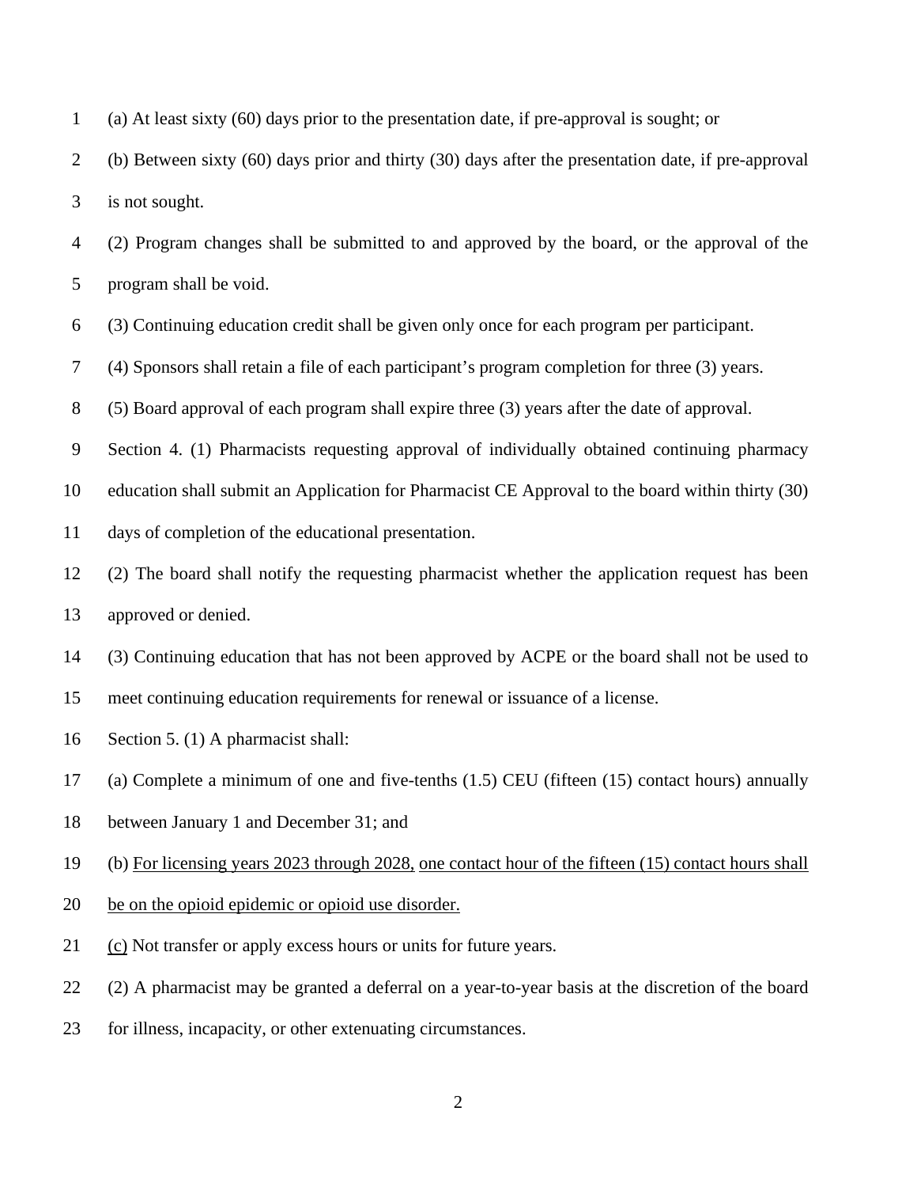(a) At least sixty (60) days prior to the presentation date, if pre-approval is sought; or

(b) Between sixty (60) days prior and thirty (30) days after the presentation date, if pre-approval is not sought.

(2) Program changes shall be submitted to and approved by the board, or the approval of the program shall be void.

(3) Continuing education credit shall be given only once for each program per participant.

(4) Sponsors shall retain a file of each participant's program completion for three (3) years.

(5) Board approval of each program shall expire three (3) years after the date of approval.

Section 4. (1) Pharmacists requesting approval of individually obtained continuing pharmacy education shall submit an Application for Pharmacist CE Approval to the board within thirty (30) days of completion of the educational presentation.

(2) The board shall notify the requesting pharmacist whether the application request has been approved or denied.

(3) Continuing education that has not been approved by ACPE or the board shall not be used to meet continuing education requirements for renewal or issuance of a license.

Section 5. (1) A pharmacist shall:

(a) Complete a minimum of one and five-tenths (1.5) CEU (fifteen (15) contact hours) annually between January 1 and December 31; and

(b) <u>For licensing years 2023 through 2028,</u> <u>one contact hour of the fifteen (15) contact hours shall be on the opioid epidemic or opioid use disorder.</u>

<u>(c)</u> Not transfer or apply excess hours or units for future years.

(2) A pharmacist may be granted a deferral on a year-to-year basis at the discretion of the board for illness, incapacity, or other extenuating circumstances.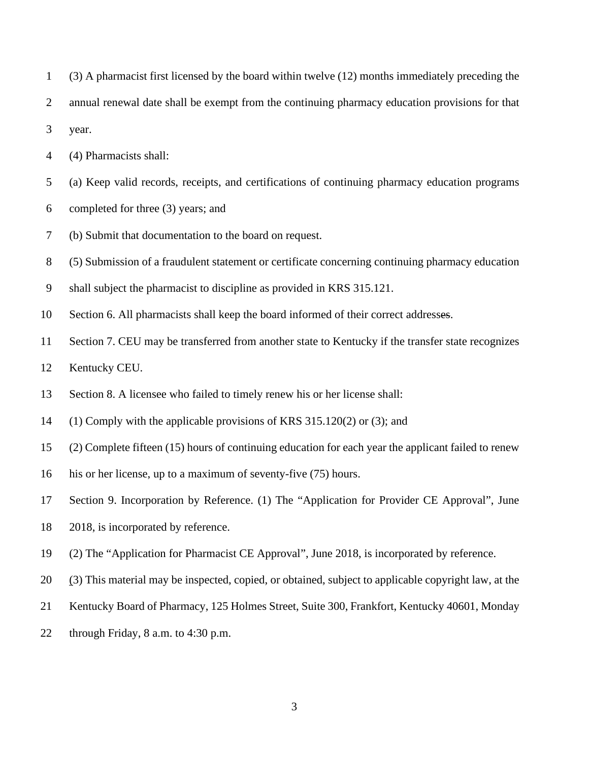(3) A pharmacist first licensed by the board within twelve (12) months immediately preceding the annual renewal date shall be exempt from the continuing pharmacy education provisions for that year.

(4) Pharmacists shall:

(a) Keep valid records, receipts, and certifications of continuing pharmacy education programs completed for three (3) years; and

(b) Submit that documentation to the board on request.

(5) Submission of a fraudulent statement or certificate concerning continuing pharmacy education shall subject the pharmacist to discipline as provided in KRS 315.121.

Section 6. All pharmacists shall keep the board informed of their correct addresses.

Section 7. CEU may be transferred from another state to Kentucky if the transfer state recognizes Kentucky CEU.

Section 8. A licensee who failed to timely renew his or her license shall:

(1) Comply with the applicable provisions of KRS 315.120(2) or (3); and

(2) Complete fifteen (15) hours of continuing education for each year the applicant failed to renew his or her license, up to a maximum of seventy-five (75) hours.

Section 9. Incorporation by Reference. (1) The "Application for Provider CE Approval", June 2018, is incorporated by reference.

(2) The "Application for Pharmacist CE Approval", June 2018, is incorporated by reference.

(3) This material may be inspected, copied, or obtained, subject to applicable copyright law, at the Kentucky Board of Pharmacy, 125 Holmes Street, Suite 300, Frankfort, Kentucky 40601, Monday through Friday, 8 a.m. to 4:30 p.m.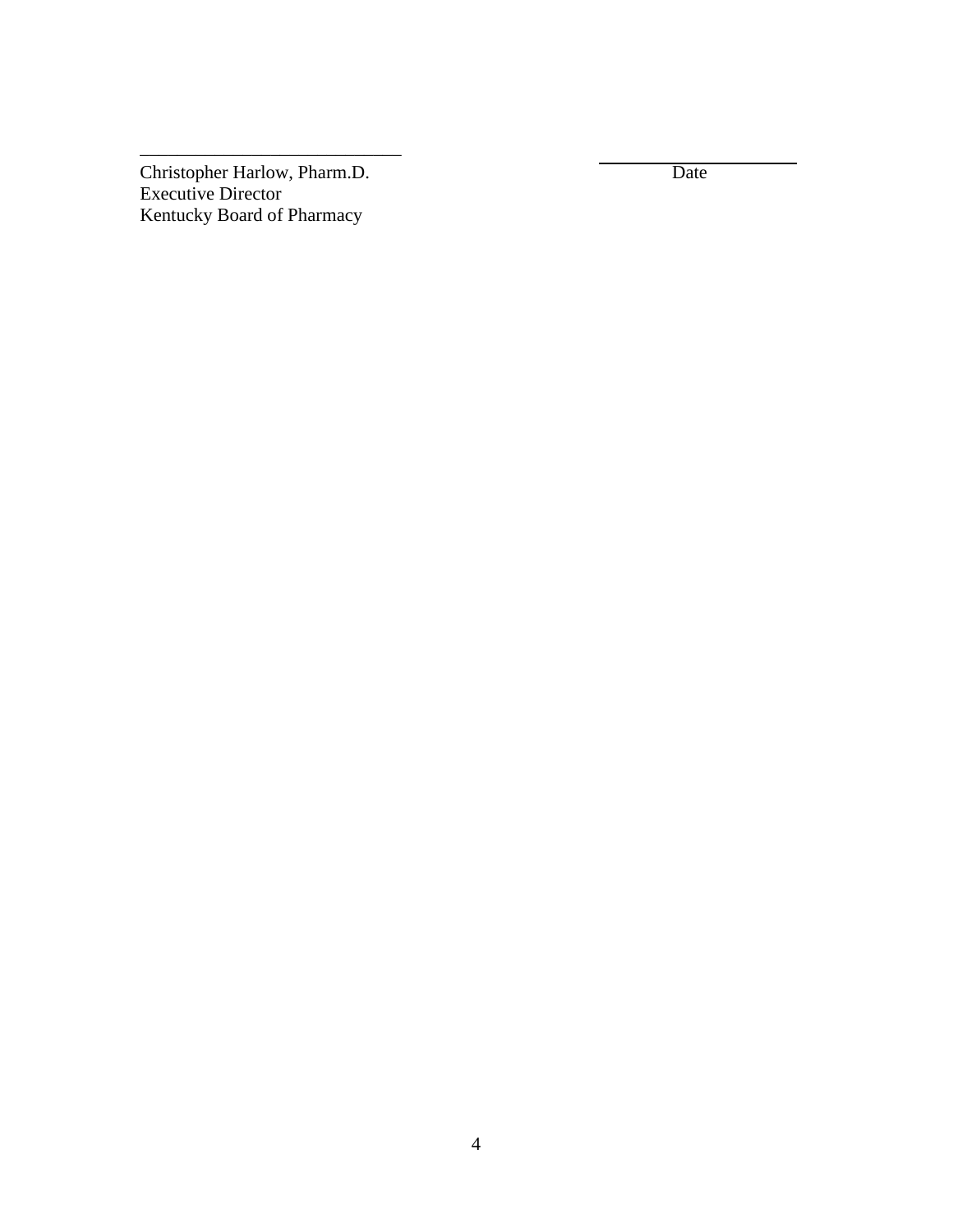\_\_\_\_\_\_\_\_\_\_\_\_\_\_\_\_\_\_\_\_\_\_\_\_\_\_\_\_
Christopher Harlow, Pharm.D.
Executive Director
Kentucky Board of Pharmacy

\_\_\_\_\_\_\_\_\_\_\_\_\_\_\_\_\_\_\_\_\_\_
Date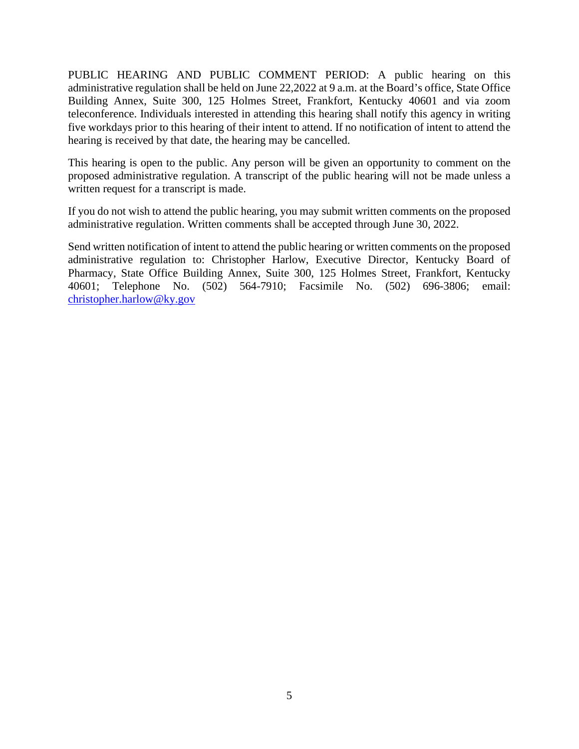PUBLIC HEARING AND PUBLIC COMMENT PERIOD: A public hearing on this administrative regulation shall be held on June 22,2022 at 9 a.m. at the Board's office, State Office Building Annex, Suite 300, 125 Holmes Street, Frankfort, Kentucky 40601 and via zoom teleconference. Individuals interested in attending this hearing shall notify this agency in writing five workdays prior to this hearing of their intent to attend. If no notification of intent to attend the hearing is received by that date, the hearing may be cancelled.

This hearing is open to the public. Any person will be given an opportunity to comment on the proposed administrative regulation. A transcript of the public hearing will not be made unless a written request for a transcript is made.

If you do not wish to attend the public hearing, you may submit written comments on the proposed administrative regulation. Written comments shall be accepted through June 30, 2022.

Send written notification of intent to attend the public hearing or written comments on the proposed administrative regulation to: Christopher Harlow, Executive Director, Kentucky Board of Pharmacy, State Office Building Annex, Suite 300, 125 Holmes Street, Frankfort, Kentucky 40601; Telephone No. (502) 564-7910; Facsimile No. (502) 696-3806; email: christopher.harlow@ky.gov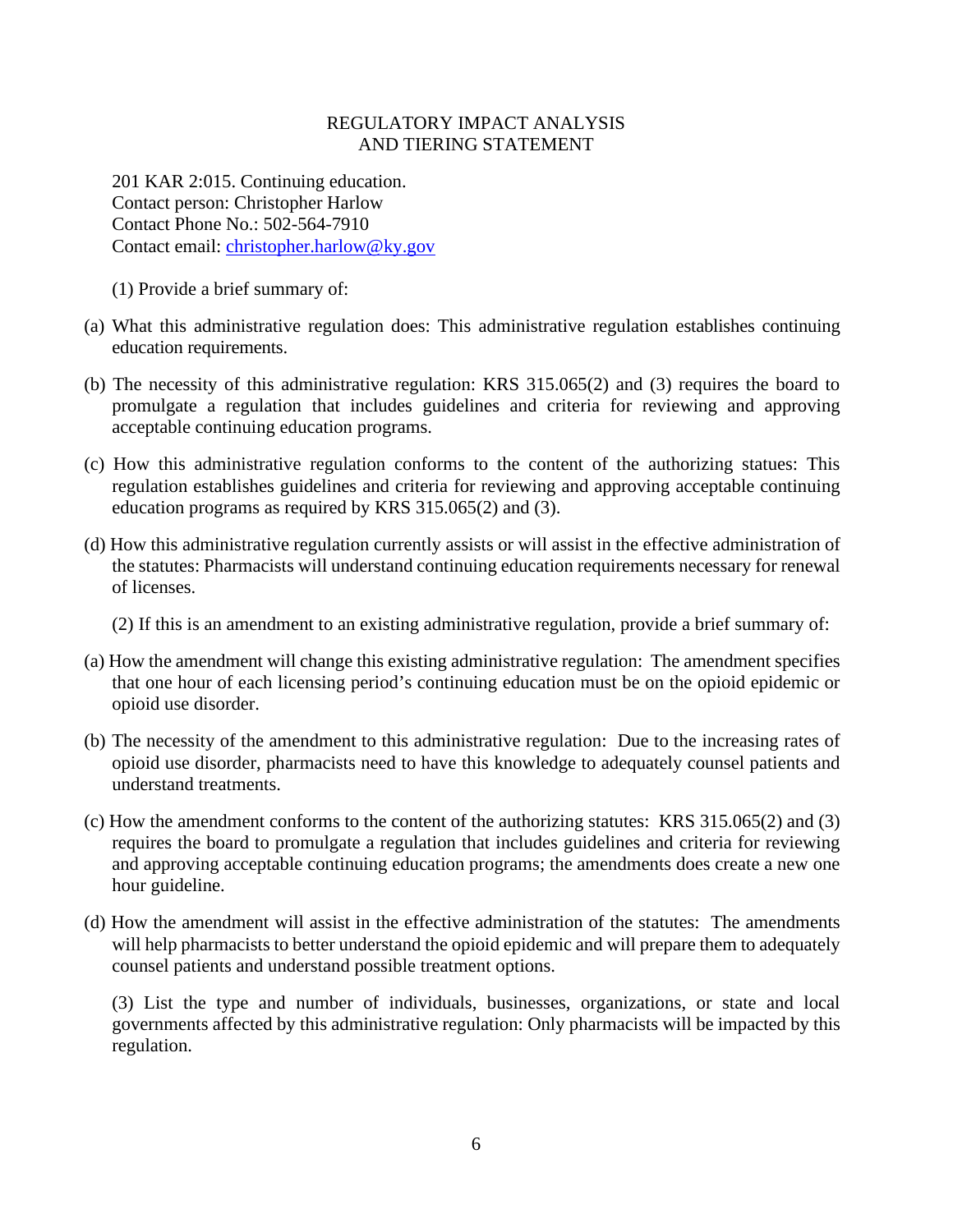REGULATORY IMPACT ANALYSIS
AND TIERING STATEMENT

201 KAR 2:015. Continuing education.
Contact person: Christopher Harlow
Contact Phone No.: 502-564-7910
Contact email: christopher.harlow@ky.gov

(1) Provide a brief summary of:

(a) What this administrative regulation does: This administrative regulation establishes continuing education requirements.

(b) The necessity of this administrative regulation: KRS 315.065(2) and (3) requires the board to promulgate a regulation that includes guidelines and criteria for reviewing and approving acceptable continuing education programs.

(c) How this administrative regulation conforms to the content of the authorizing statues: This regulation establishes guidelines and criteria for reviewing and approving acceptable continuing education programs as required by KRS 315.065(2) and (3).

(d) How this administrative regulation currently assists or will assist in the effective administration of the statutes: Pharmacists will understand continuing education requirements necessary for renewal of licenses.

(2) If this is an amendment to an existing administrative regulation, provide a brief summary of:

(a) How the amendment will change this existing administrative regulation: The amendment specifies that one hour of each licensing period's continuing education must be on the opioid epidemic or opioid use disorder.

(b) The necessity of the amendment to this administrative regulation: Due to the increasing rates of opioid use disorder, pharmacists need to have this knowledge to adequately counsel patients and understand treatments.

(c) How the amendment conforms to the content of the authorizing statutes: KRS 315.065(2) and (3) requires the board to promulgate a regulation that includes guidelines and criteria for reviewing and approving acceptable continuing education programs; the amendments does create a new one hour guideline.

(d) How the amendment will assist in the effective administration of the statutes: The amendments will help pharmacists to better understand the opioid epidemic and will prepare them to adequately counsel patients and understand possible treatment options.

(3) List the type and number of individuals, businesses, organizations, or state and local governments affected by this administrative regulation: Only pharmacists will be impacted by this regulation.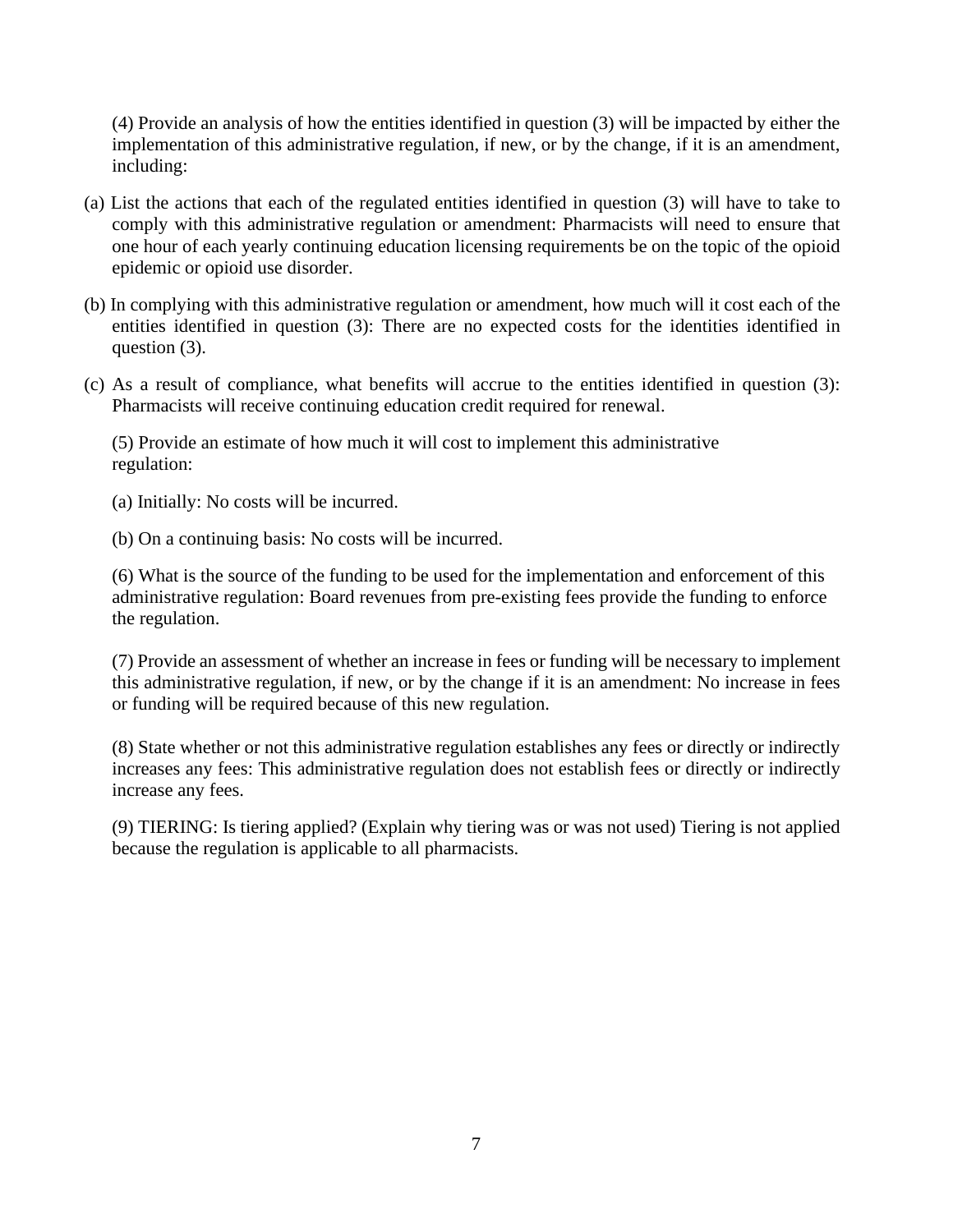(4) Provide an analysis of how the entities identified in question (3) will be impacted by either the implementation of this administrative regulation, if new, or by the change, if it is an amendment, including:

(a) List the actions that each of the regulated entities identified in question (3) will have to take to comply with this administrative regulation or amendment: Pharmacists will need to ensure that one hour of each yearly continuing education licensing requirements be on the topic of the opioid epidemic or opioid use disorder.

(b) In complying with this administrative regulation or amendment, how much will it cost each of the entities identified in question (3): There are no expected costs for the identities identified in question (3).

(c) As a result of compliance, what benefits will accrue to the entities identified in question (3): Pharmacists will receive continuing education credit required for renewal.

(5) Provide an estimate of how much it will cost to implement this administrative regulation:

(a) Initially: No costs will be incurred.

(b) On a continuing basis: No costs will be incurred.

(6) What is the source of the funding to be used for the implementation and enforcement of this administrative regulation: Board revenues from pre-existing fees provide the funding to enforce the regulation.

(7) Provide an assessment of whether an increase in fees or funding will be necessary to implement this administrative regulation, if new, or by the change if it is an amendment: No increase in fees or funding will be required because of this new regulation.

(8) State whether or not this administrative regulation establishes any fees or directly or indirectly increases any fees: This administrative regulation does not establish fees or directly or indirectly increase any fees.

(9) TIERING: Is tiering applied? (Explain why tiering was or was not used) Tiering is not applied because the regulation is applicable to all pharmacists.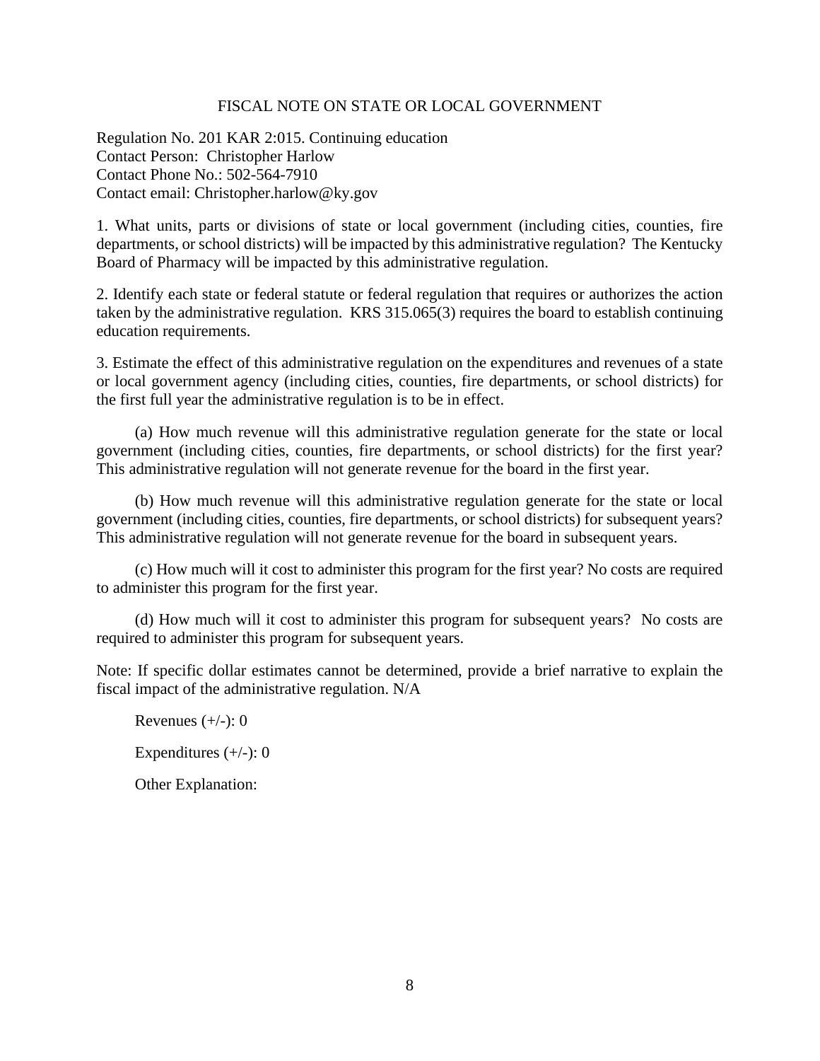# FISCAL NOTE ON STATE OR LOCAL GOVERNMENT

Regulation No. 201 KAR 2:015. Continuing education
Contact Person: Christopher Harlow
Contact Phone No.: 502-564-7910
Contact email: Christopher.harlow@ky.gov

1. What units, parts or divisions of state or local government (including cities, counties, fire departments, or school districts) will be impacted by this administrative regulation? The Kentucky Board of Pharmacy will be impacted by this administrative regulation.

2. Identify each state or federal statute or federal regulation that requires or authorizes the action taken by the administrative regulation. KRS 315.065(3) requires the board to establish continuing education requirements.

3. Estimate the effect of this administrative regulation on the expenditures and revenues of a state or local government agency (including cities, counties, fire departments, or school districts) for the first full year the administrative regulation is to be in effect.

(a) How much revenue will this administrative regulation generate for the state or local government (including cities, counties, fire departments, or school districts) for the first year? This administrative regulation will not generate revenue for the board in the first year.

(b) How much revenue will this administrative regulation generate for the state or local government (including cities, counties, fire departments, or school districts) for subsequent years? This administrative regulation will not generate revenue for the board in subsequent years.

(c) How much will it cost to administer this program for the first year? No costs are required to administer this program for the first year.

(d) How much will it cost to administer this program for subsequent years? No costs are required to administer this program for subsequent years.

Note: If specific dollar estimates cannot be determined, provide a brief narrative to explain the fiscal impact of the administrative regulation. N/A

Revenues (+/-): 0

Expenditures (+/-): 0

Other Explanation: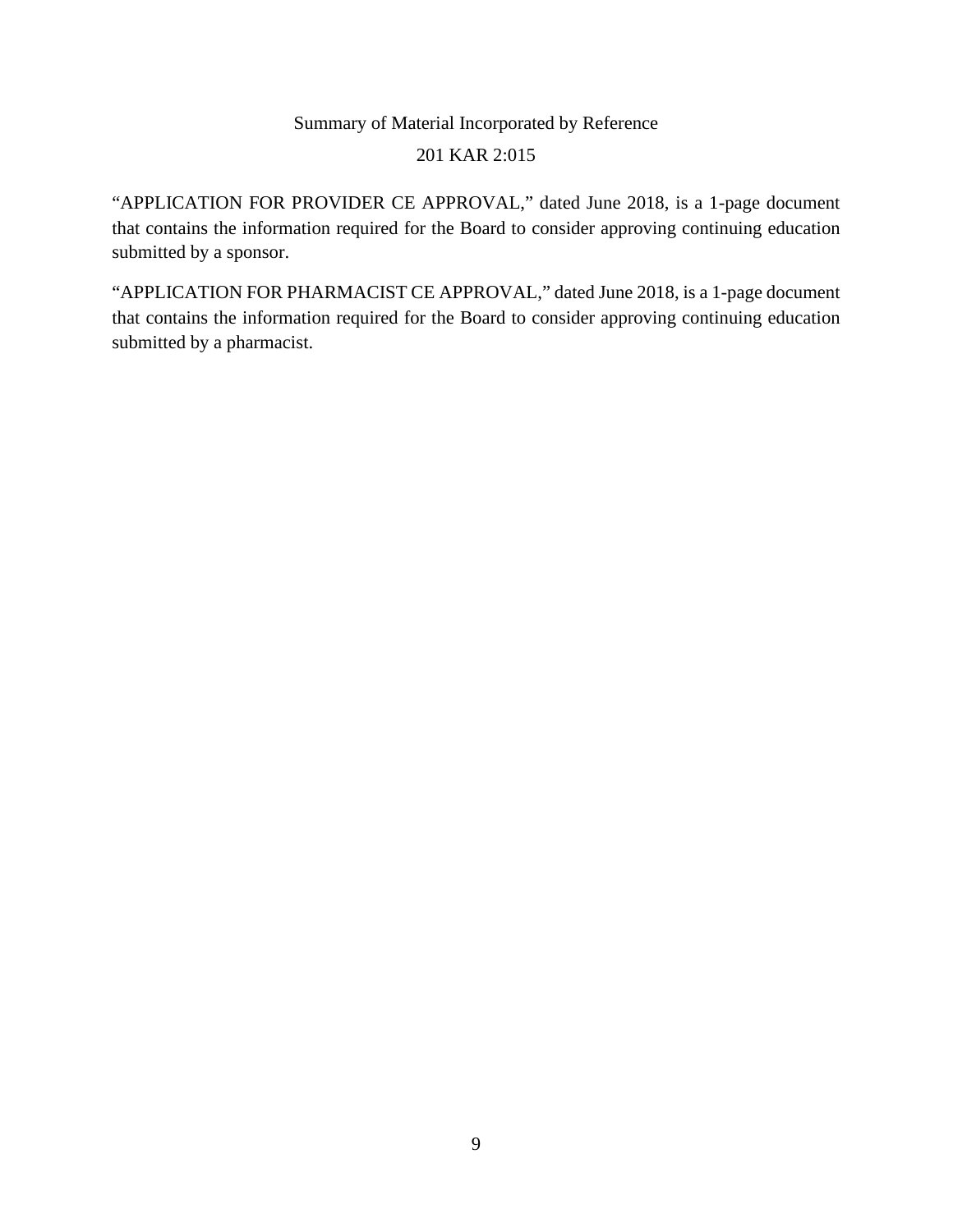Summary of Material Incorporated by Reference

201 KAR 2:015

"APPLICATION FOR PROVIDER CE APPROVAL," dated June 2018, is a 1-page document that contains the information required for the Board to consider approving continuing education submitted by a sponsor.

"APPLICATION FOR PHARMACIST CE APPROVAL," dated June 2018, is a 1-page document that contains the information required for the Board to consider approving continuing education submitted by a pharmacist.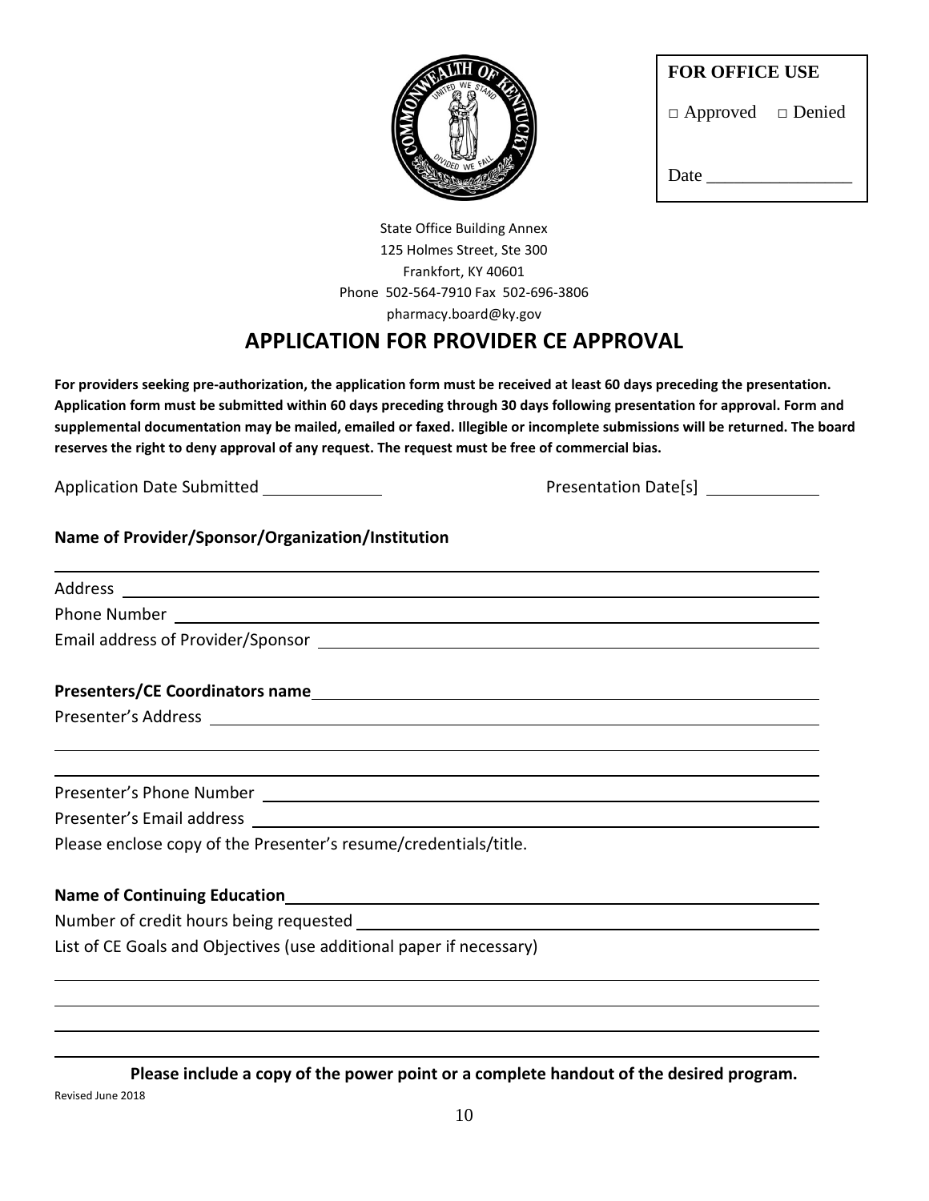**FOR OFFICE USE**

□ Approved □ Denied

Date ________________

State Office Building Annex
125 Holmes Street, Ste 300
Frankfort, KY 40601
Phone 502-564-7910 Fax 502-696-3806
pharmacy.board@ky.gov

# APPLICATION FOR PROVIDER CE APPROVAL

**For providers seeking pre-authorization, the application form must be received at least 60 days preceding the presentation. Application form must be submitted within 60 days preceding through 30 days following presentation for approval. Form and supplemental documentation may be mailed, emailed or faxed. Illegible or incomplete submissions will be returned. The board reserves the right to deny approval of any request. The request must be free of commercial bias.**

Application Date Submitted ____________ Presentation Date[s] ____________

**Name of Provider/Sponsor/Organization/Institution**

______________________________________________________________________

Address ______________________________________________________________

Phone Number _________________________________________________________

Email address of Provider/Sponsor ____________________________________

**Presenters/CE Coordinators name** _____________________________________

Presenter's Address __________________________________________________

______________________________________________________________________

______________________________________________________________________

Presenter's Phone Number _____________________________________________

Presenter's Email address ____________________________________________

Please enclose copy of the Presenter's resume/credentials/title.

**Name of Continuing Education** ________________________________________

Number of credit hours being requested _______________________________

List of CE Goals and Objectives (use additional paper if necessary)

______________________________________________________________________

______________________________________________________________________

______________________________________________________________________

______________________________________________________________________

**Please include a copy of the power point or a complete handout of the desired program.**

Revised June 2018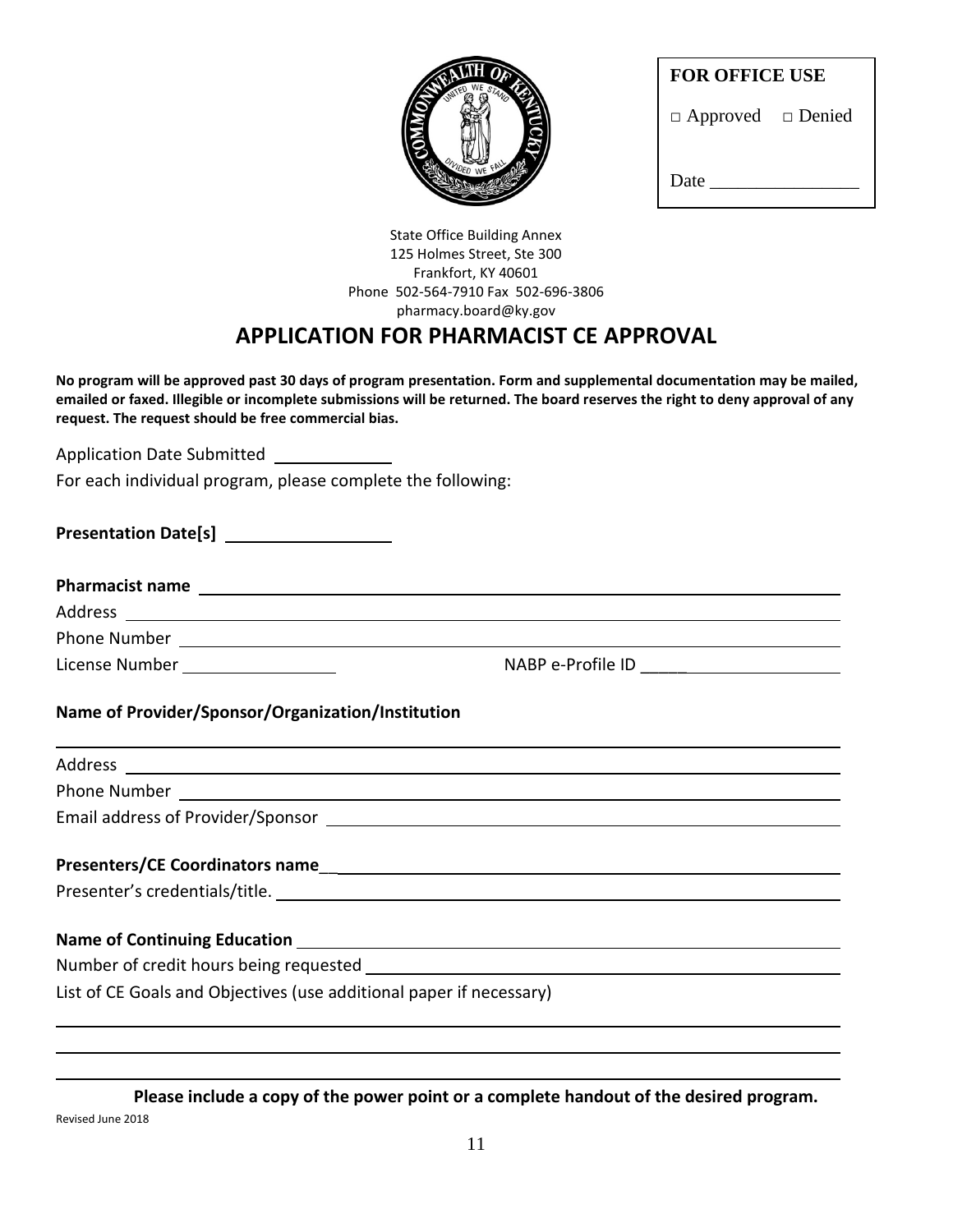**FOR OFFICE USE**

□ Approved □ Denied

Date ________________

State Office Building Annex
125 Holmes Street, Ste 300
Frankfort, KY 40601
Phone 502-564-7910 Fax 502-696-3806
pharmacy.board@ky.gov

# APPLICATION FOR PHARMACIST CE APPROVAL

**No program will be approved past 30 days of program presentation. Form and supplemental documentation may be mailed, emailed or faxed. Illegible or incomplete submissions will be returned. The board reserves the right to deny approval of any request. The request should be free commercial bias.**

Application Date Submitted ____________

For each individual program, please complete the following:

**Presentation Date[s]** ________________

**Pharmacist name** ____________________________________________

Address ____________________________________________

Phone Number ____________________________________________

License Number ________________ NABP e-Profile ID ____________________

**Name of Provider/Sponsor/Organization/Institution**

____________________________________________

Address ____________________________________________

Phone Number ____________________________________________

Email address of Provider/Sponsor ____________________________________________

**Presenters/CE Coordinators name**____________________________________________

Presenter's credentials/title. ____________________________________________

**Name of Continuing Education** ____________________________________________

Number of credit hours being requested ____________________________________________

List of CE Goals and Objectives (use additional paper if necessary)

____________________________________________

____________________________________________

____________________________________________

**Please include a copy of the power point or a complete handout of the desired program.**

Revised June 2018